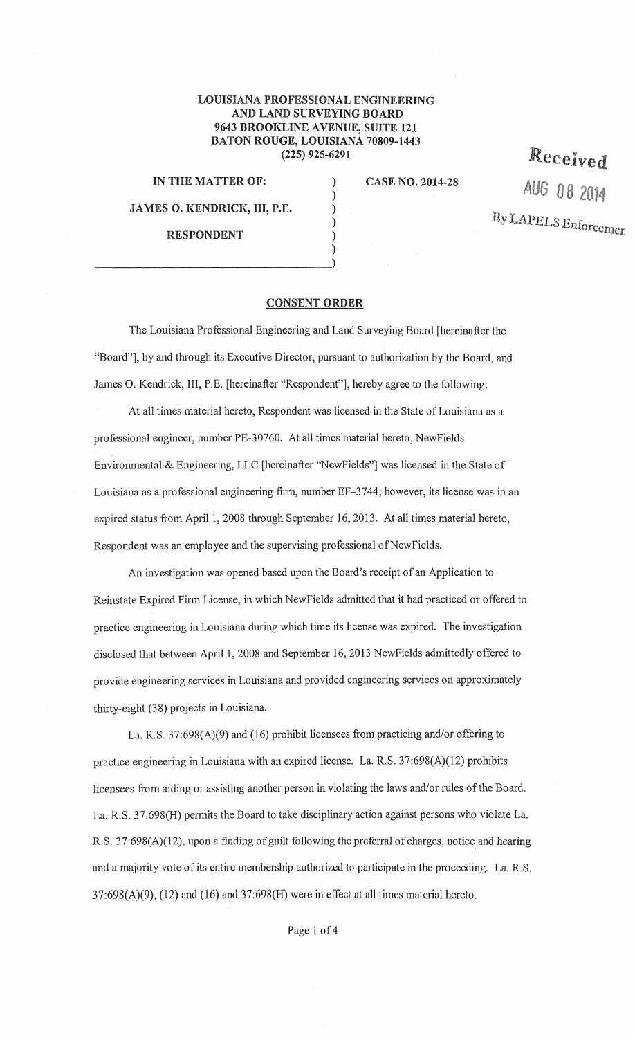**LOUISIANA PROFESSIONAL ENGINEERING**
**AND LAND SURVEYING BOARD**
**9643 BROOKLINE AVENUE, SUITE 121**
**BATON ROUGE, LOUISIANA 70809-1443**
**(225) 925-6291**

Received
AUG 08 2014
By LAPELS Enforcement

**IN THE MATTER OF:**

**JAMES O. KENDRICK, III, P.E.**

**RESPONDENT**

**CASE NO. 2014-28**

## CONSENT ORDER

The Louisiana Professional Engineering and Land Surveying Board [hereinafter the "Board"], by and through its Executive Director, pursuant to authorization by the Board, and James O. Kendrick, III, P.E. [hereinafter "Respondent"], hereby agree to the following:

At all times material hereto, Respondent was licensed in the State of Louisiana as a professional engineer, number PE-30760. At all times material hereto, NewFields Environmental & Engineering, LLC [hereinafter "NewFields"] was licensed in the State of Louisiana as a professional engineering firm, number EF-3744; however, its license was in an expired status from April 1, 2008 through September 16, 2013. At all times material hereto, Respondent was an employee and the supervising professional of NewFields.

An investigation was opened based upon the Board's receipt of an Application to Reinstate Expired Firm License, in which NewFields admitted that it had practiced or offered to practice engineering in Louisiana during which time its license was expired. The investigation disclosed that between April 1, 2008 and September 16, 2013 NewFields admittedly offered to provide engineering services in Louisiana and provided engineering services on approximately thirty-eight (38) projects in Louisiana.

La. R.S. 37:698(A)(9) and (16) prohibit licensees from practicing and/or offering to practice engineering in Louisiana with an expired license. La. R.S. 37:698(A)(12) prohibits licensees from aiding or assisting another person in violating the laws and/or rules of the Board. La. R.S. 37:698(H) permits the Board to take disciplinary action against persons who violate La. R.S. 37:698(A)(12), upon a finding of guilt following the preferral of charges, notice and hearing and a majority vote of its entire membership authorized to participate in the proceeding. La. R.S. 37:698(A)(9), (12) and (16) and 37:698(H) were in effect at all times material hereto.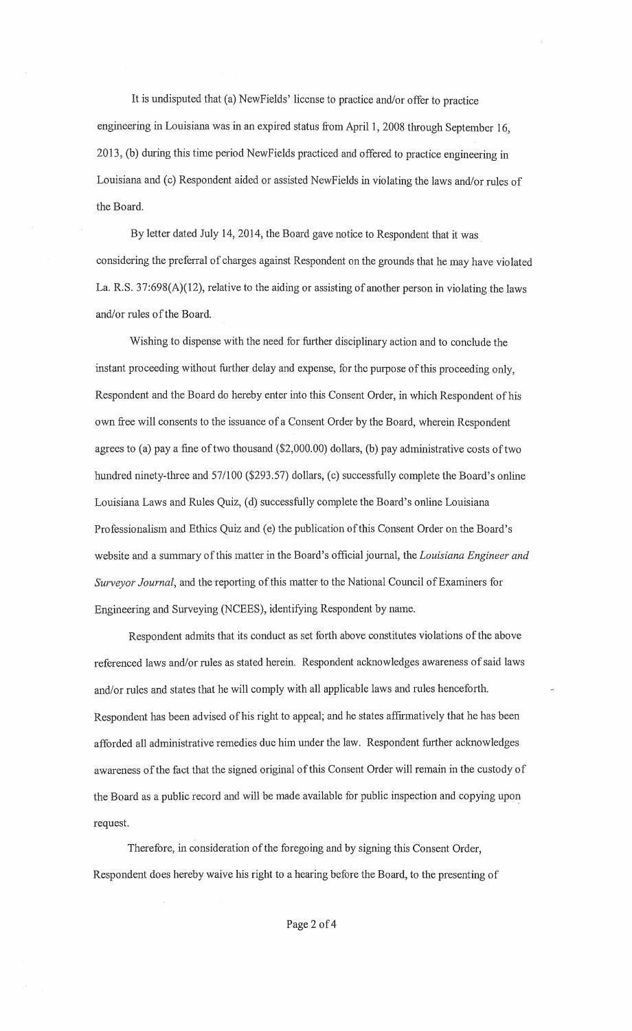It is undisputed that (a) NewFields' license to practice and/or offer to practice engineering in Louisiana was in an expired status from April 1, 2008 through September 16, 2013, (b) during this time period NewFields practiced and offered to practice engineering in Louisiana and (c) Respondent aided or assisted NewFields in violating the laws and/or rules of the Board.

By letter dated July 14, 2014, the Board gave notice to Respondent that it was considering the preferral of charges against Respondent on the grounds that he may have violated La. R.S. 37:698(A)(12), relative to the aiding or assisting of another person in violating the laws and/or rules of the Board.

Wishing to dispense with the need for further disciplinary action and to conclude the instant proceeding without further delay and expense, for the purpose of this proceeding only, Respondent and the Board do hereby enter into this Consent Order, in which Respondent of his own free will consents to the issuance of a Consent Order by the Board, wherein Respondent agrees to (a) pay a fine of two thousand ($2,000.00) dollars, (b) pay administrative costs of two hundred ninety-three and 57/100 ($293.57) dollars, (c) successfully complete the Board's online Louisiana Laws and Rules Quiz, (d) successfully complete the Board's online Louisiana Professionalism and Ethics Quiz and (e) the publication of this Consent Order on the Board's website and a summary of this matter in the Board's official journal, the *Louisiana Engineer and Surveyor Journal*, and the reporting of this matter to the National Council of Examiners for Engineering and Surveying (NCEES), identifying Respondent by name.

Respondent admits that its conduct as set forth above constitutes violations of the above referenced laws and/or rules as stated herein. Respondent acknowledges awareness of said laws and/or rules and states that he will comply with all applicable laws and rules henceforth. Respondent has been advised of his right to appeal; and he states affirmatively that he has been afforded all administrative remedies due him under the law. Respondent further acknowledges awareness of the fact that the signed original of this Consent Order will remain in the custody of the Board as a public record and will be made available for public inspection and copying upon request.

Therefore, in consideration of the foregoing and by signing this Consent Order, Respondent does hereby waive his right to a hearing before the Board, to the presenting of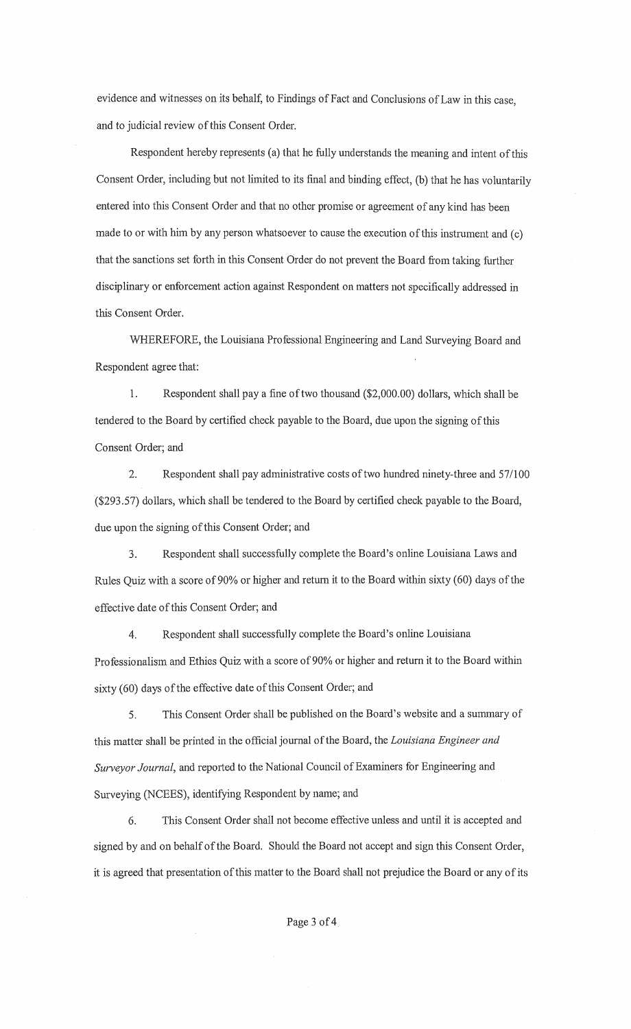evidence and witnesses on its behalf, to Findings of Fact and Conclusions of Law in this case, and to judicial review of this Consent Order.

Respondent hereby represents (a) that he fully understands the meaning and intent of this Consent Order, including but not limited to its final and binding effect, (b) that he has voluntarily entered into this Consent Order and that no other promise or agreement of any kind has been made to or with him by any person whatsoever to cause the execution of this instrument and (c) that the sanctions set forth in this Consent Order do not prevent the Board from taking further disciplinary or enforcement action against Respondent on matters not specifically addressed in this Consent Order.

WHEREFORE, the Louisiana Professional Engineering and Land Surveying Board and Respondent agree that:

1. Respondent shall pay a fine of two thousand ($2,000.00) dollars, which shall be tendered to the Board by certified check payable to the Board, due upon the signing of this Consent Order; and

2. Respondent shall pay administrative costs of two hundred ninety-three and 57/100 ($293.57) dollars, which shall be tendered to the Board by certified check payable to the Board, due upon the signing of this Consent Order; and

3. Respondent shall successfully complete the Board's online Louisiana Laws and Rules Quiz with a score of 90% or higher and return it to the Board within sixty (60) days of the effective date of this Consent Order; and

4. Respondent shall successfully complete the Board's online Louisiana Professionalism and Ethics Quiz with a score of 90% or higher and return it to the Board within sixty (60) days of the effective date of this Consent Order; and

5. This Consent Order shall be published on the Board's website and a summary of this matter shall be printed in the official journal of the Board, the *Louisiana Engineer and Surveyor Journal*, and reported to the National Council of Examiners for Engineering and Surveying (NCEES), identifying Respondent by name; and

6. This Consent Order shall not become effective unless and until it is accepted and signed by and on behalf of the Board. Should the Board not accept and sign this Consent Order, it is agreed that presentation of this matter to the Board shall not prejudice the Board or any of its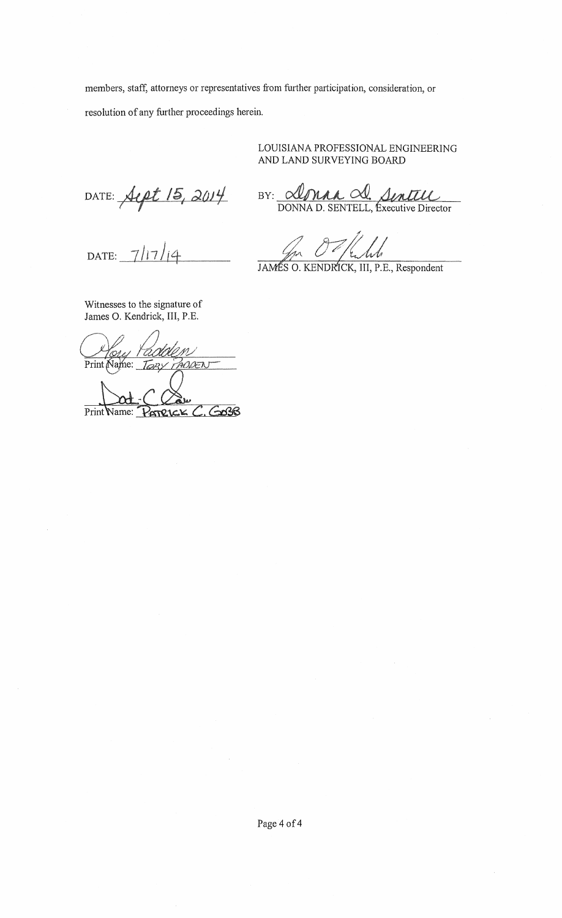members, staff, attorneys or representatives from further participation, consideration, or resolution of any further proceedings herein.

LOUISIANA PROFESSIONAL ENGINEERING AND LAND SURVEYING BOARD

DATE: Sept 15, 2014

BY: Donna D. Sentell
DONNA D. SENTELL, Executive Director

DATE: 7/17/14

JAMES O. KENDRICK, III, P.E., Respondent

Witnesses to the signature of James O. Kendrick, III, P.E.

Tory Padden
Print Name: TORY PADDEN

Print Name: PATRICK C. GOBB